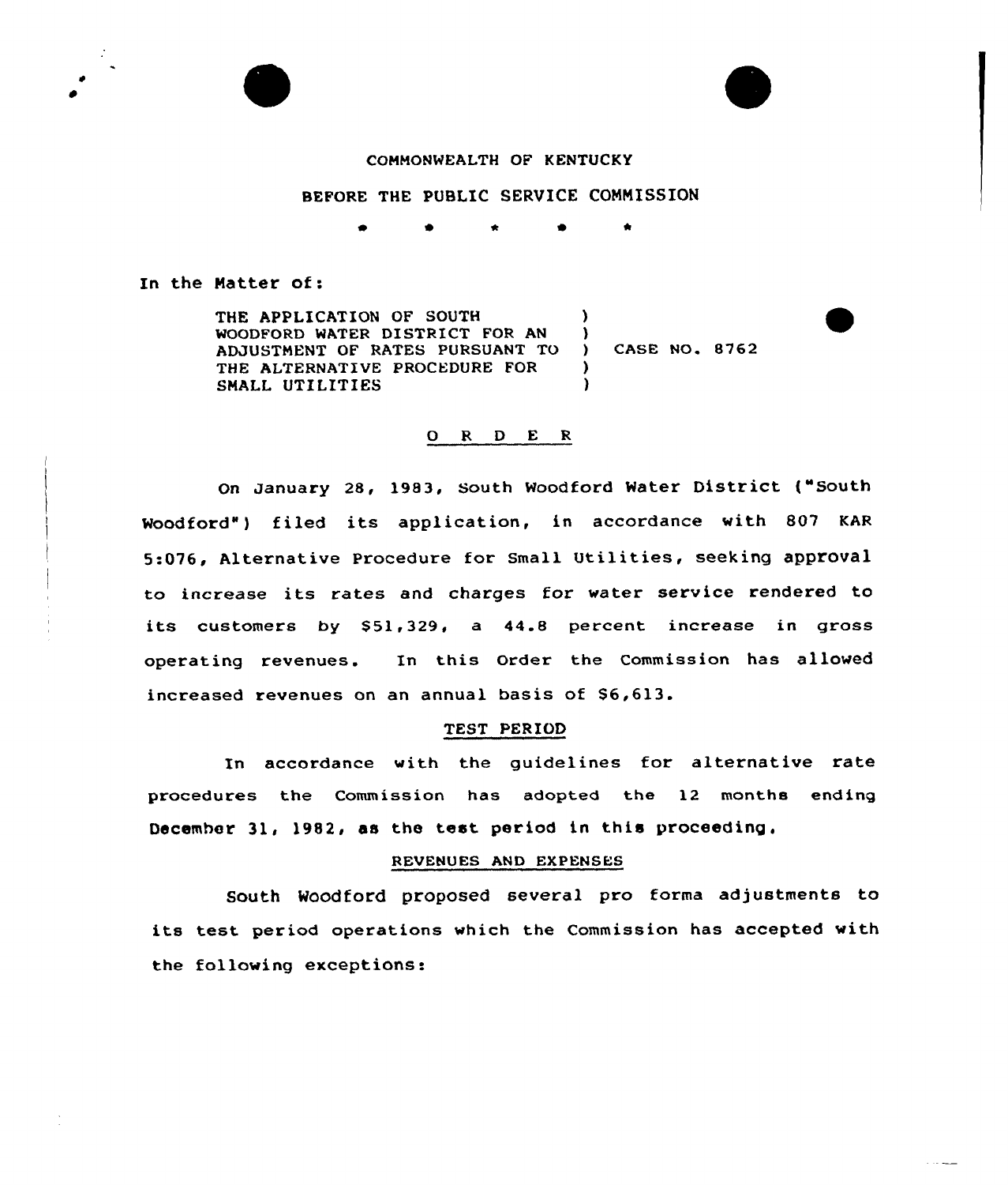COMMONWEALTH OF KENTUCKY

BEFORE THE PUBLIC SERVICE COMMISSION

\* \* \* \* \*

In the Matter of:

| | | |
|---|---|---|
| THE APPLICATION OF SOUTH WOODFORD WATER DISTRICT FOR AN ADJUSTMENT OF RATES PURSUANT TO THE ALTERNATIVE PROCEDURE FOR SMALL UTILITIES | ) | CASE NO. 8762 |

## O R D E R

On January 28, 1983, South Woodford Water District ("South Woodford") filed its application, in accordance with 807 KAR 5:076, Alternative Procedure for Small Utilities, seeking approval to increase its rates and charges for water service rendered to its customers by $51,329, a 44.8 percent increase in gross operating revenues. In this Order the Commission has allowed increased revenues on an annual basis of $6,613.

### TEST PERIOD

In accordance with the guidelines for alternative rate procedures the Commission has adopted the 12 months ending December 31, 1982, as the test period in this proceeding.

### REVENUES AND EXPENSES

South Woodford proposed several pro forma adjustments to its test period operations which the Commission has accepted with the following exceptions: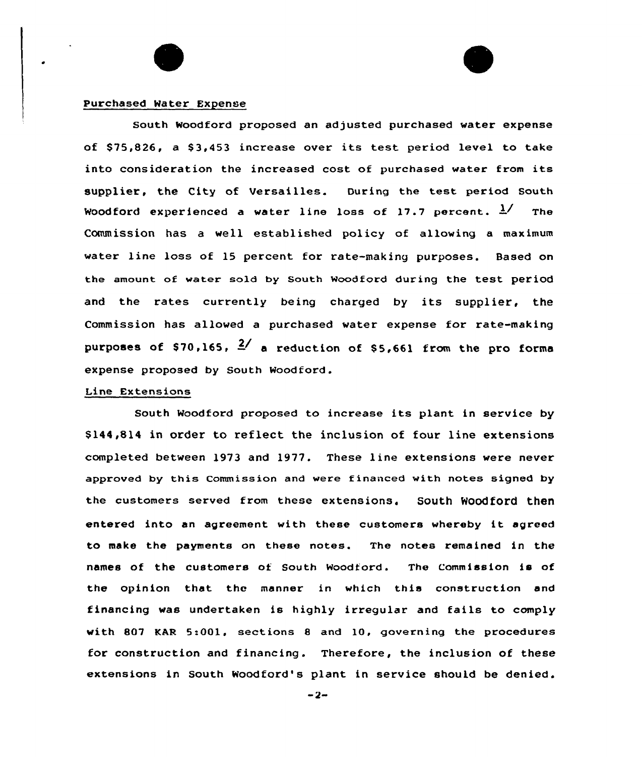Purchased Water Expense

South Woodford proposed an adjusted purchased water expense of $75,826, a $3,453 increase over its test period level to take into consideration the increased cost of purchased water from its supplier, the City of Versailles. During the test period South Woodford experienced a water line loss of 17.7 percent. [1] The Commission has a well established policy of allowing a maximum water line loss of 15 percent for rate-making purposes. Based on the amount of water sold by South Woodford during the test period and the rates currently being charged by its supplier, the Commission has allowed a purchased water expense for rate-making purposes of $70,165, [2] a reduction of $5,661 from the pro forma expense proposed by South Woodford.

Line Extensions

South Woodford proposed to increase its plant in service by $144,814 in order to reflect the inclusion of four line extensions completed between 1973 and 1977. These line extensions were never approved by this Commission and were financed with notes signed by the customers served from these extensions. South Woodford then entered into an agreement with these customers whereby it agreed to make the payments on these notes. The notes remained in the names of the customers of South Woodford. The Commission is of the opinion that the manner in which this construction and financing was undertaken is highly irregular and fails to comply with 807 KAR 5:001, sections 8 and 10, governing the procedures for construction and financing. Therefore, the inclusion of these extensions in South Woodford's plant in service should be denied.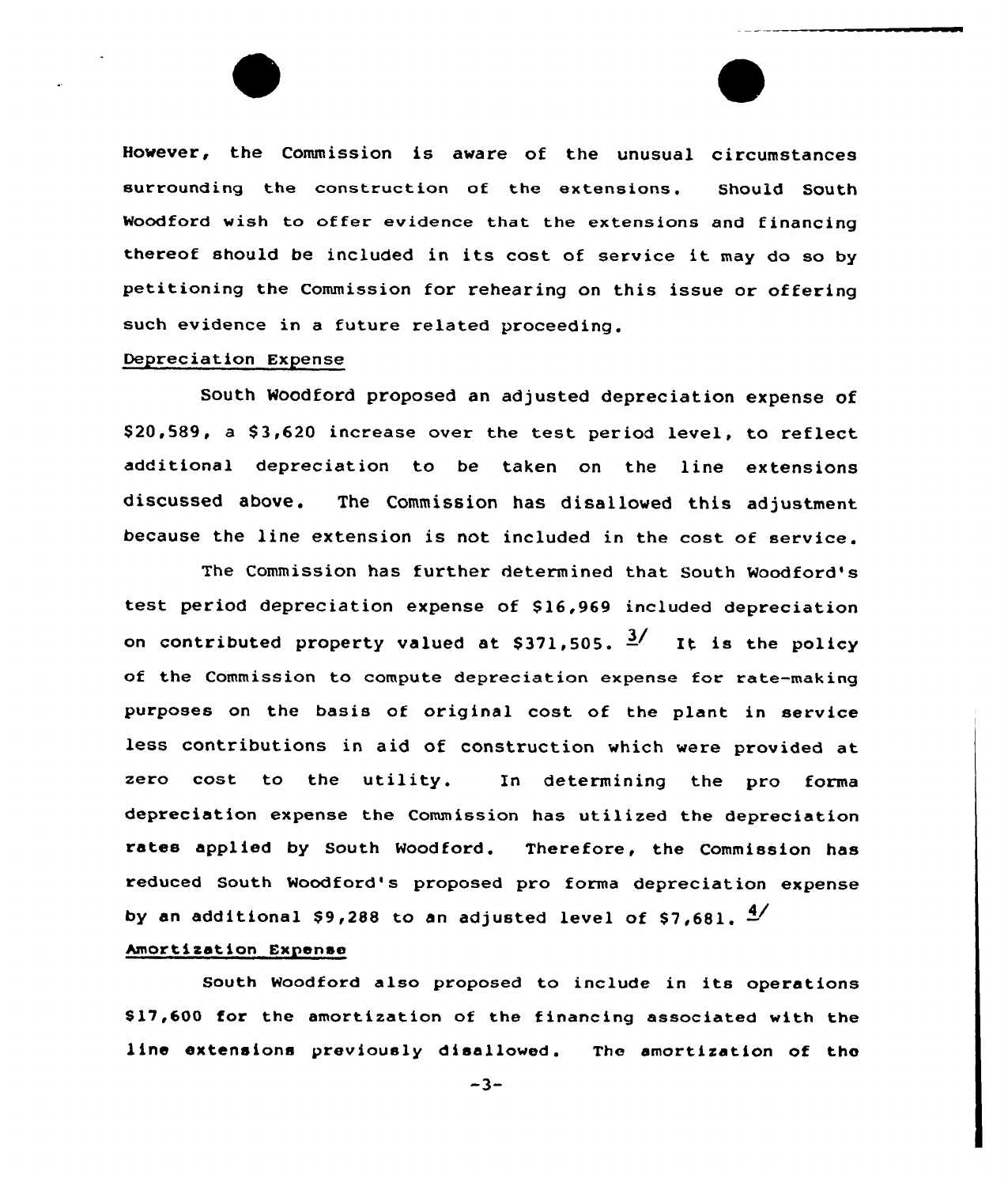However, the Commission is aware of the unusual circumstances surrounding the construction of the extensions. Should South Woodford wish to offer evidence that the extensions and financing thereof should be included in its cost of service it may do so by petitioning the Commission for rehearing on this issue or offering such evidence in a future related proceeding.

Depreciation Expense

South Woodford proposed an adjusted depreciation expense of $20,589, a $3,620 increase over the test period level, to reflect additional depreciation to be taken on the line extensions discussed above. The Commission has disallowed this adjustment because the line extension is not included in the cost of service.

The Commission has further determined that South Woodford's test period depreciation expense of $16,969 included depreciation on contributed property valued at $371,505. [3/] It is the policy of the Commission to compute depreciation expense for rate-making purposes on the basis of original cost of the plant in service less contributions in aid of construction which were provided at zero cost to the utility. In determining the pro forma depreciation expense the Commission has utilized the depreciation rates applied by South Woodford. Therefore, the Commission has reduced South Woodford's proposed pro forma depreciation expense by an additional $9,288 to an adjusted level of $7,681. [4/]

Amortization Expense

South Woodford also proposed to include in its operations $17,600 for the amortization of the financing associated with the line extensions previously disallowed. The amortization of the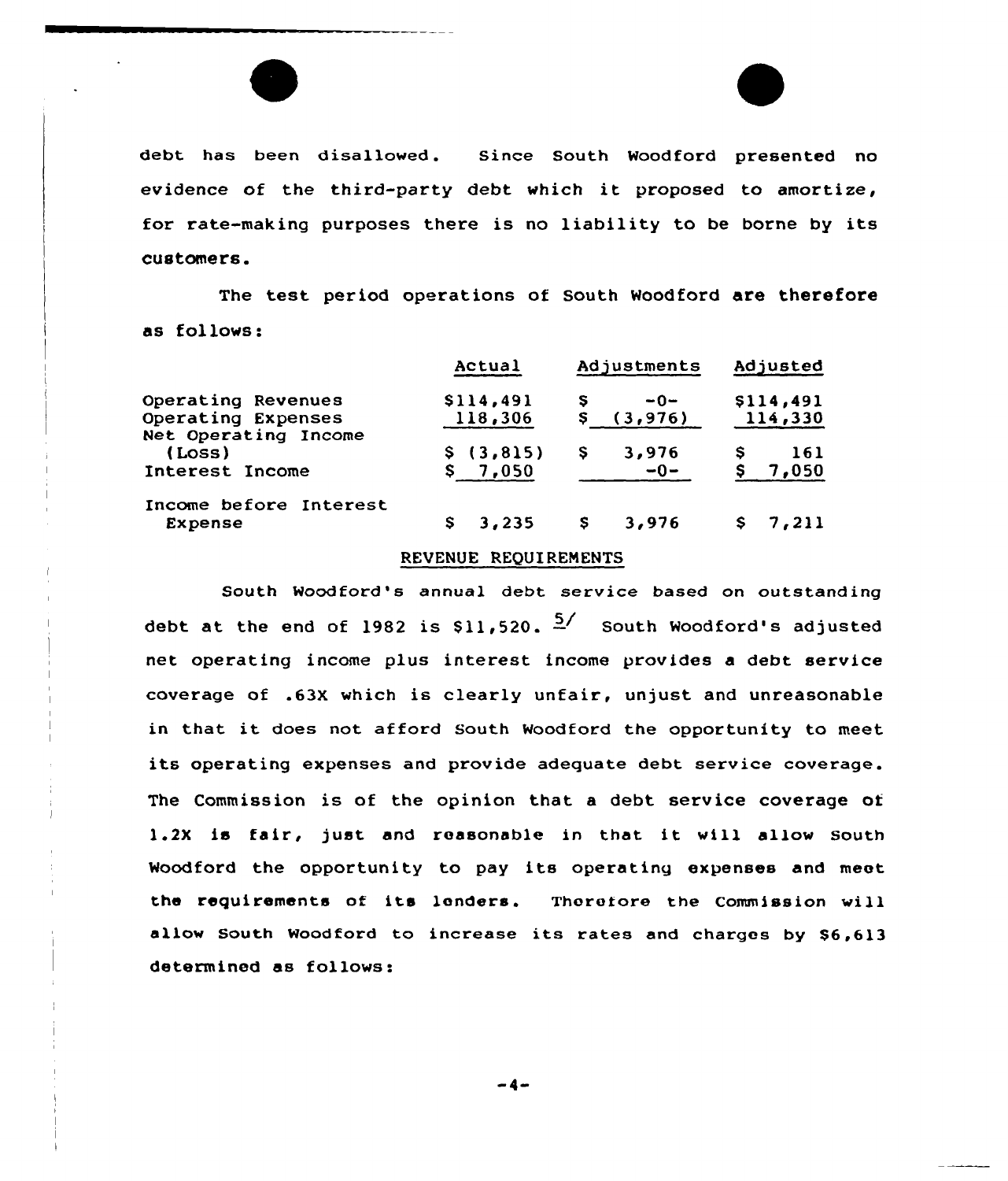debt has been disallowed. Since South Woodford presented no evidence of the third-party debt which it proposed to amortize, for rate-making purposes there is no liability to be borne by its customers.

The test period operations of South Woodford are therefore as follows:

| | Actual | Adjustments | Adjusted |
|---|---|---|---|
| Operating Revenues | $114,491 | $ -0- | $114,491 |
| Operating Expenses | 118,306 | $ (3,976) | 114,330 |
| Net Operating Income (Loss) | $ (3,815) | $ 3,976 | $ 161 |
| Interest Income | $ 7,050 | -0- | $ 7,050 |
| Income before Interest Expense | $ 3,235 | $ 3,976 | $ 7,211 |

## REVENUE REQUIREMENTS

South Woodford's annual debt service based on outstanding debt at the end of 1982 is $11,520. [5] South Woodford's adjusted net operating income plus interest income provides a debt service coverage of .63X which is clearly unfair, unjust and unreasonable in that it does not afford South Woodford the opportunity to meet its operating expenses and provide adequate debt service coverage. The Commission is of the opinion that a debt service coverage of 1.2X is fair, just and reasonable in that it will allow South Woodford the opportunity to pay its operating expenses and meet the requirements of its lenders. Therefore the Commission will allow South Woodford to increase its rates and charges by $6,613 determined as follows: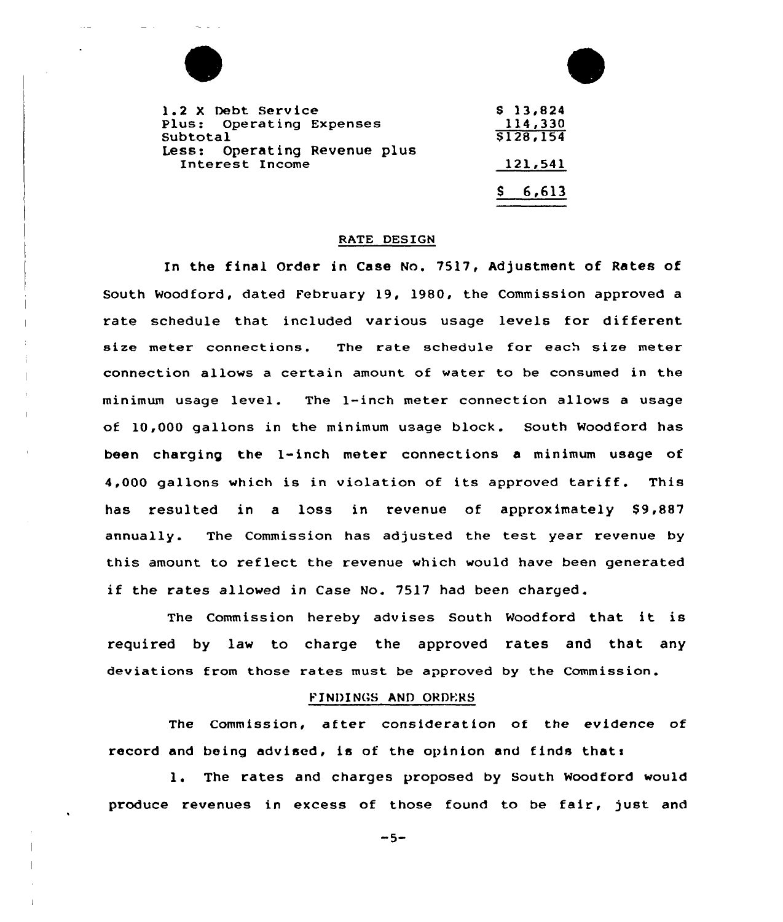| | |
|---|---|
| 1.2 X Debt Service | $ 13,824 |
| Plus: Operating Expenses | 114,330 |
| Subtotal | $128,154 |
| Less: Operating Revenue plus Interest Income | 121,541 |
| | $ 6,613 |

## RATE DESIGN

In the final Order in Case No. 7517, Adjustment of Rates of South Woodford, dated February 19, 1980, the Commission approved a rate schedule that included various usage levels for different size meter connections. The rate schedule for each size meter connection allows a certain amount of water to be consumed in the minimum usage level. The 1-inch meter connection allows a usage of 10,000 gallons in the minimum usage block. South Woodford has been charging the 1-inch meter connections a minimum usage of 4,000 gallons which is in violation of its approved tariff. This has resulted in a loss in revenue of approximately $9,887 annually. The Commission has adjusted the test year revenue by this amount to reflect the revenue which would have been generated if the rates allowed in Case No. 7517 had been charged.

The Commission hereby advises South Woodford that it is required by law to charge the approved rates and that any deviations from those rates must be approved by the Commission.

## FINDINGS AND ORDERS

The Commission, after consideration of the evidence of record and being advised, is of the opinion and finds that:

1. The rates and charges proposed by South Woodford would produce revenues in excess of those found to be fair, just and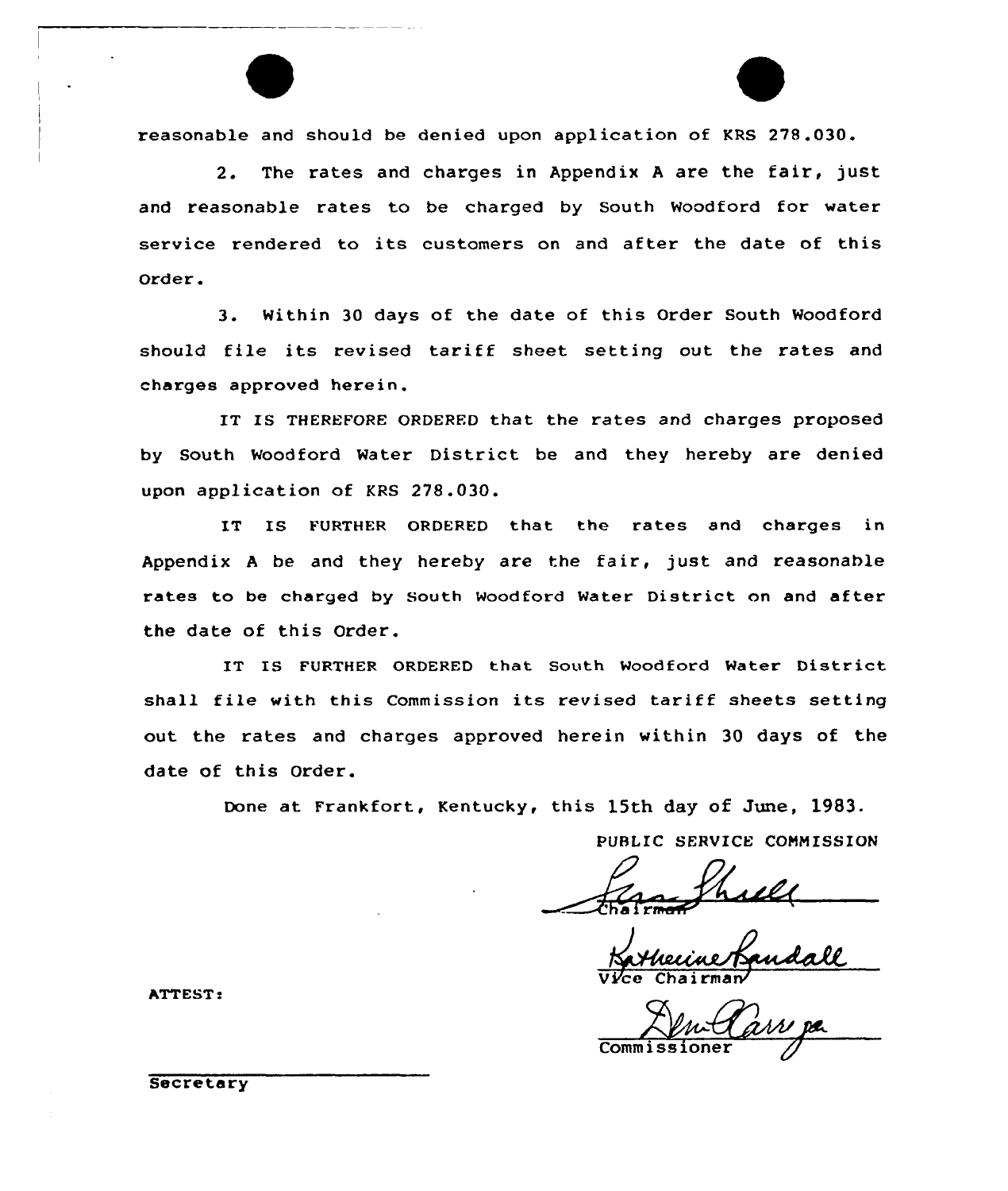reasonable and should be denied upon application of KRS 278.030.

2. The rates and charges in Appendix A are the fair, just and reasonable rates to be charged by South Woodford for water service rendered to its customers on and after the date of this Order.

3. Within 30 days of the date of this Order South Woodford should file its revised tariff sheet setting out the rates and charges approved herein.

IT IS THEREFORE ORDERED that the rates and charges proposed by South Woodford Water District be and they hereby are denied upon application of KRS 278.030.

IT IS FURTHER ORDERED that the rates and charges in Appendix A be and they hereby are the fair, just and reasonable rates to be charged by South Woodford Water District on and after the date of this Order.

IT IS FURTHER ORDERED that South Woodford Water District shall file with this Commission its revised tariff sheets setting out the rates and charges approved herein within 30 days of the date of this Order.

Done at Frankfort, Kentucky, this 15th day of June, 1983.

PUBLIC SERVICE COMMISSION

Chairman

Vice Chairman

Commissioner

ATTEST:

Secretary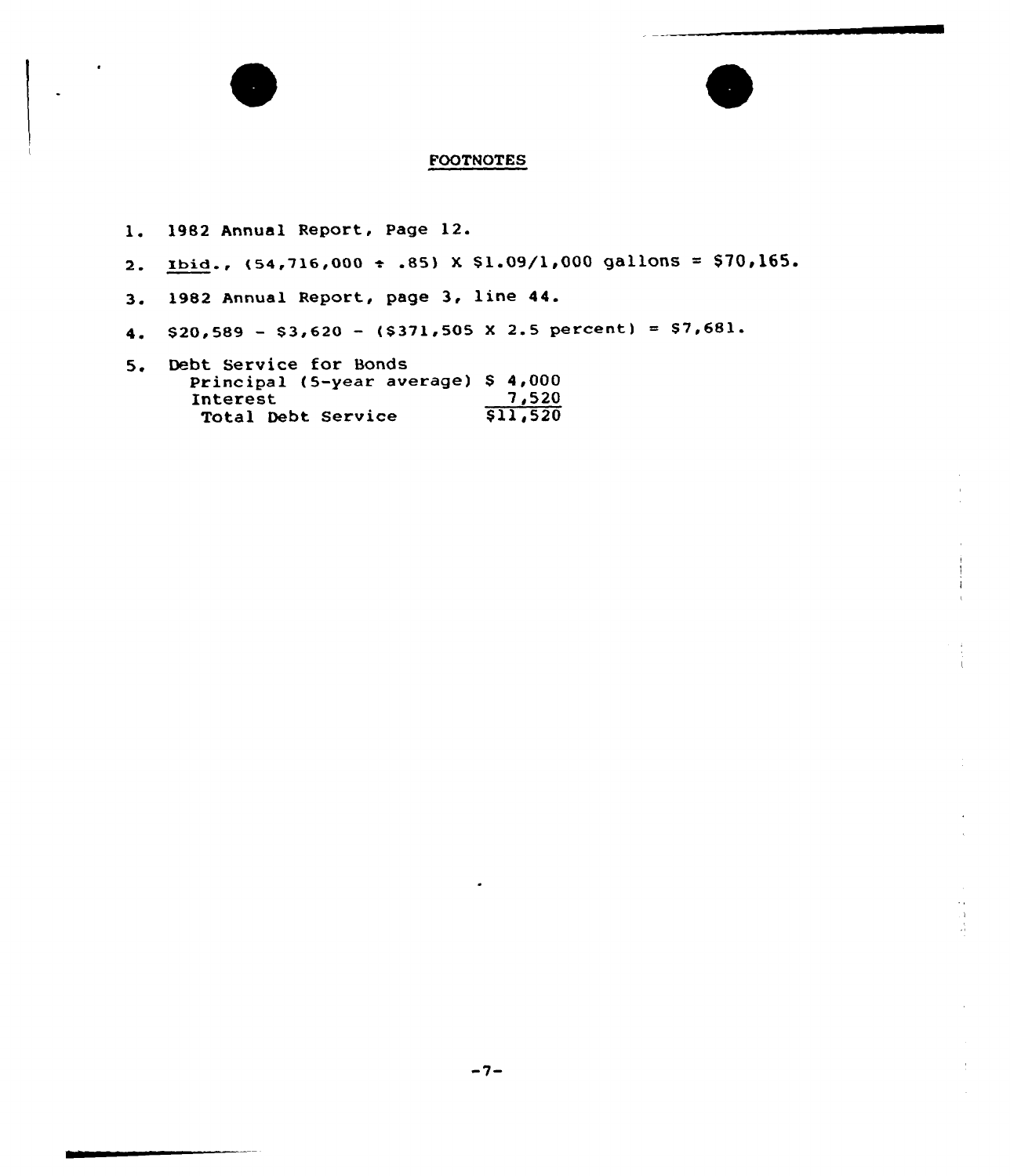## FOOTNOTES

1. 1982 Annual Report, Page 12.
2. *Ibid.*, (54,716,000 ÷ .85) X $1.09/1,000 gallons = $70,165.
3. 1982 Annual Report, page 3, line 44.
4. $20,589 - $3,620 - ($371,505 X 2.5 percent) = $7,681.
5. Debt Service for Bonds

| | |
|---|---|
| Principal (5-year average) | $ 4,000 |
| Interest | 7,520 |
| Total Debt Service | $11,520 |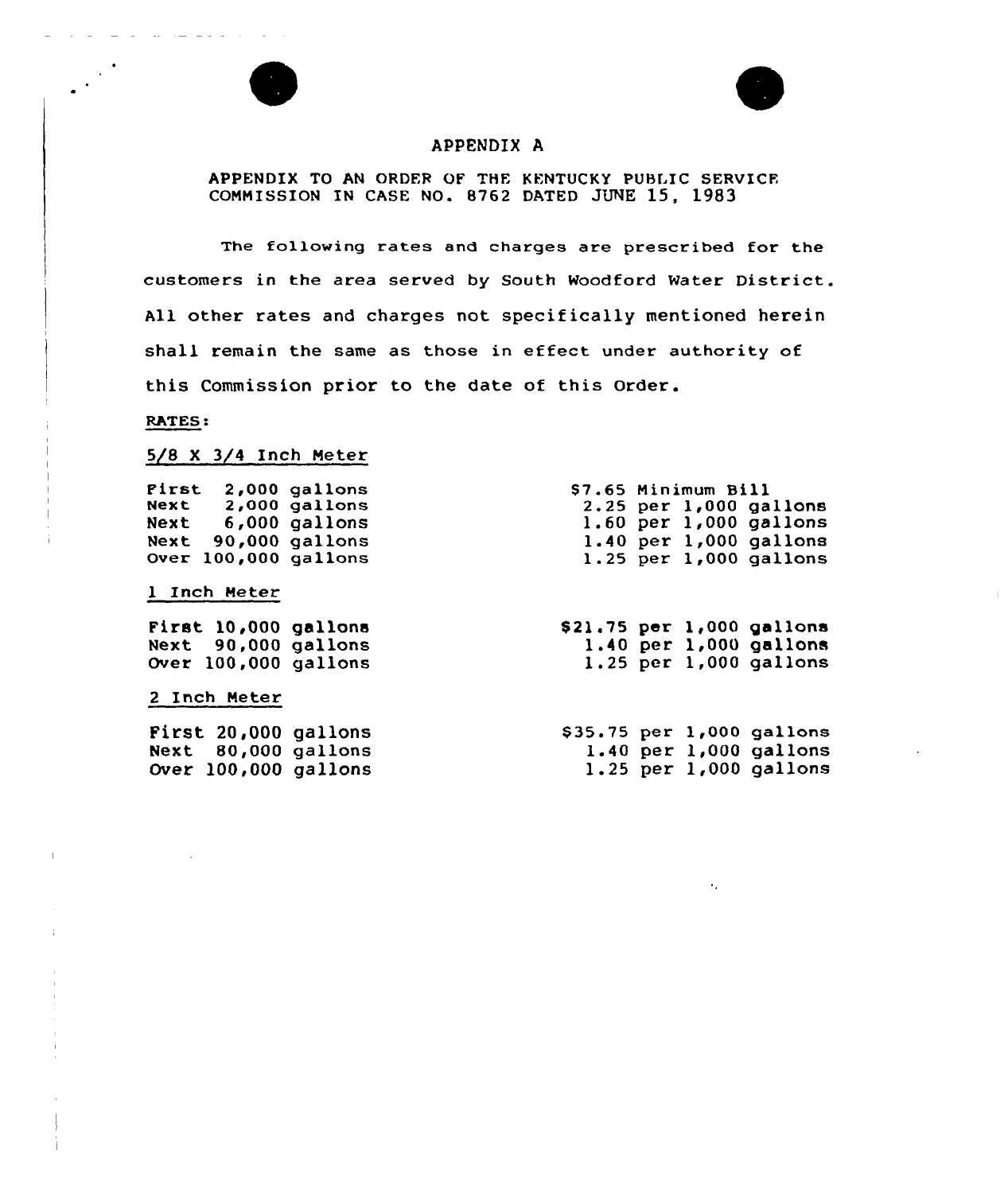# APPENDIX A

APPENDIX TO AN ORDER OF THE KENTUCKY PUBLIC SERVICE COMMISSION IN CASE NO. 8762 DATED JUNE 15, 1983

The following rates and charges are prescribed for the customers in the area served by South Woodford Water District. All other rates and charges not specifically mentioned herein shall remain the same as those in effect under authority of this Commission prior to the date of this Order.

RATES:

5/8 X 3/4 Inch Meter

| | |
|---|---|
| First 2,000 gallons | $7.65 Minimum Bill |
| Next 2,000 gallons | 2.25 per 1,000 gallons |
| Next 6,000 gallons | 1.60 per 1,000 gallons |
| Next 90,000 gallons | 1.40 per 1,000 gallons |
| Over 100,000 gallons | 1.25 per 1,000 gallons |

1 Inch Meter

| | |
|---|---|
| First 10,000 gallons | $21.75 per 1,000 gallons |
| Next 90,000 gallons | 1.40 per 1,000 gallons |
| Over 100,000 gallons | 1.25 per 1,000 gallons |

2 Inch Meter

| | |
|---|---|
| First 20,000 gallons | $35.75 per 1,000 gallons |
| Next 80,000 gallons | 1.40 per 1,000 gallons |
| Over 100,000 gallons | 1.25 per 1,000 gallons |